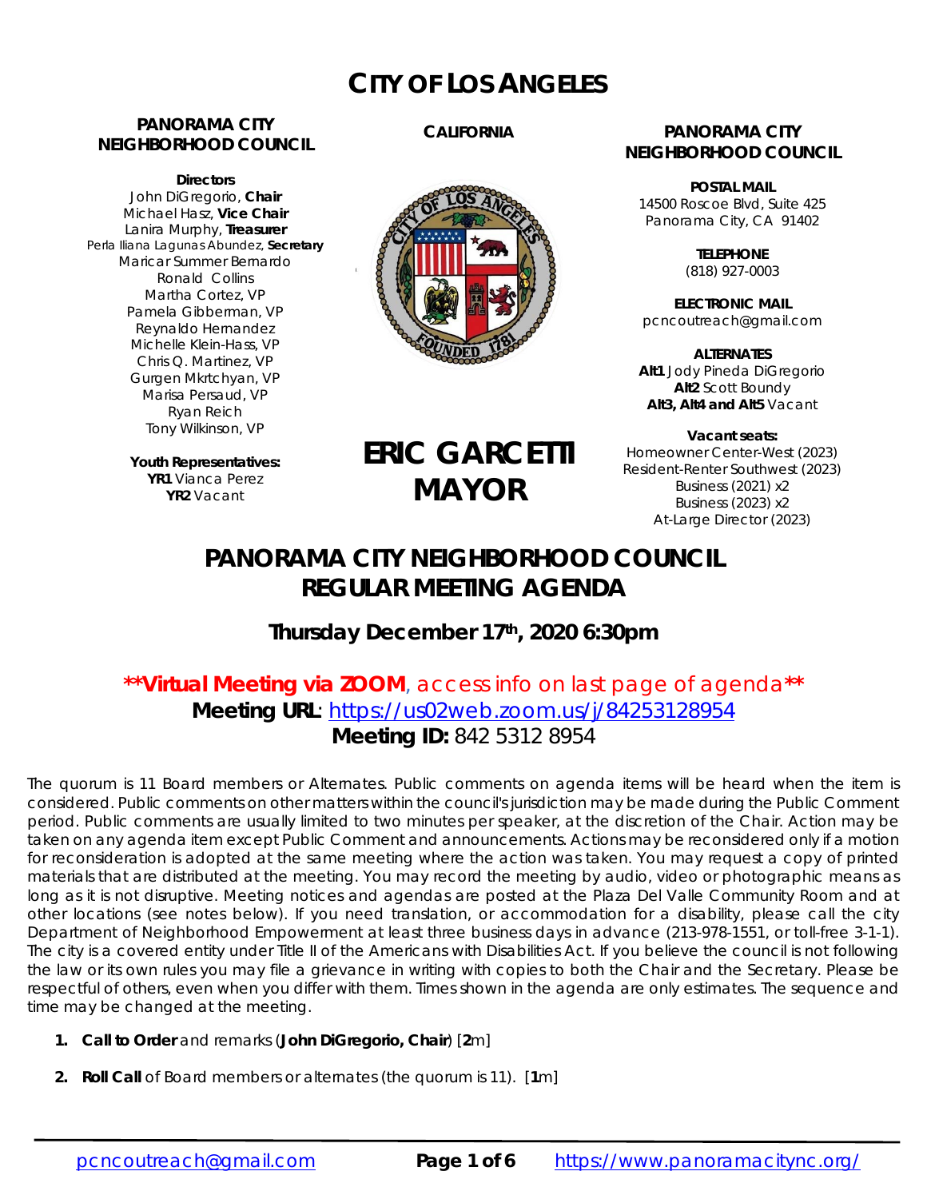# CITY OF LOS ANGELES

**PANORAMA CITY NEIGHBORHOOD COUNCIL**

**Directors**
John DiGregorio, **Chair**
Michael Hasz, **Vice Chair**
Lanira Murphy, **Treasurer**
Perla Iliana Lagunas Abundez, **Secretary**
Maricar Summer Bernardo
Ronald Collins
Martha Cortez, VP
Pamela Gibberman, VP
Reynaldo Hernandez
Michelle Klein-Hass, VP
Chris Q. Martinez, VP
Gurgen Mkrtchyan, VP
Marisa Persaud, VP
Ryan Reich
Tony Wilkinson, VP

**Youth Representatives:**
**YR1** Vianca Perez
**YR2** Vacant

**CALIFORNIA**

**ERIC GARCETTI**
**MAYOR**

**PANORAMA CITY NEIGHBORHOOD COUNCIL**

**POSTAL MAIL**
14500 Roscoe Blvd, Suite 425
Panorama City, CA 91402

**TELEPHONE**
(818) 927-0003

**ELECTRONIC MAIL**
pcncoutreach@gmail.com

**ALTERNATES**
**Alt1** Jody Pineda DiGregorio
**Alt2** Scott Boundy
**Alt3, Alt4 and Alt5** Vacant

**Vacant seats:**
Homeowner Center-West (2023)
Resident-Renter Southwest (2023)
Business (2021) x2
Business (2023) x2
At-Large Director (2023)

## PANORAMA CITY NEIGHBORHOOD COUNCIL REGULAR MEETING AGENDA

### Thursday December 17th, 2020 6:30pm

**\*\*Virtual Meeting via ZOOM**, access info on last page of agenda\*\*
**Meeting URL**: https://us02web.zoom.us/j/84253128954
**Meeting ID:** 842 5312 8954

The quorum is 11 Board members or Alternates. Public comments on agenda items will be heard when the item is considered. Public comments on other matters within the council's jurisdiction may be made during the Public Comment period. Public comments are usually limited to two minutes per speaker, at the discretion of the Chair. Action may be taken on any agenda item except Public Comment and announcements. Actions may be reconsidered only if a motion for reconsideration is adopted at the same meeting where the action was taken. You may request a copy of printed materials that are distributed at the meeting. You may record the meeting by audio, video or photographic means as long as it is not disruptive. Meeting notices and agendas are posted at the Plaza Del Valle Community Room and at other locations (see notes below). If you need translation, or accommodation for a disability, please call the city Department of Neighborhood Empowerment at least three business days in advance (213-978-1551, or toll-free 3-1-1). The city is a covered entity under Title II of the Americans with Disabilities Act. If you believe the council is not following the law or its own rules you may file a grievance in writing with copies to both the Chair and the Secretary. Please be respectful of others, even when you differ with them. Times shown in the agenda are only estimates. The sequence and time may be changed at the meeting.

1. **Call to Order** and remarks (**John DiGregorio, Chair**) [**2**m]
2. **Roll Call** of Board members or alternates (the quorum is 11). [**1**m]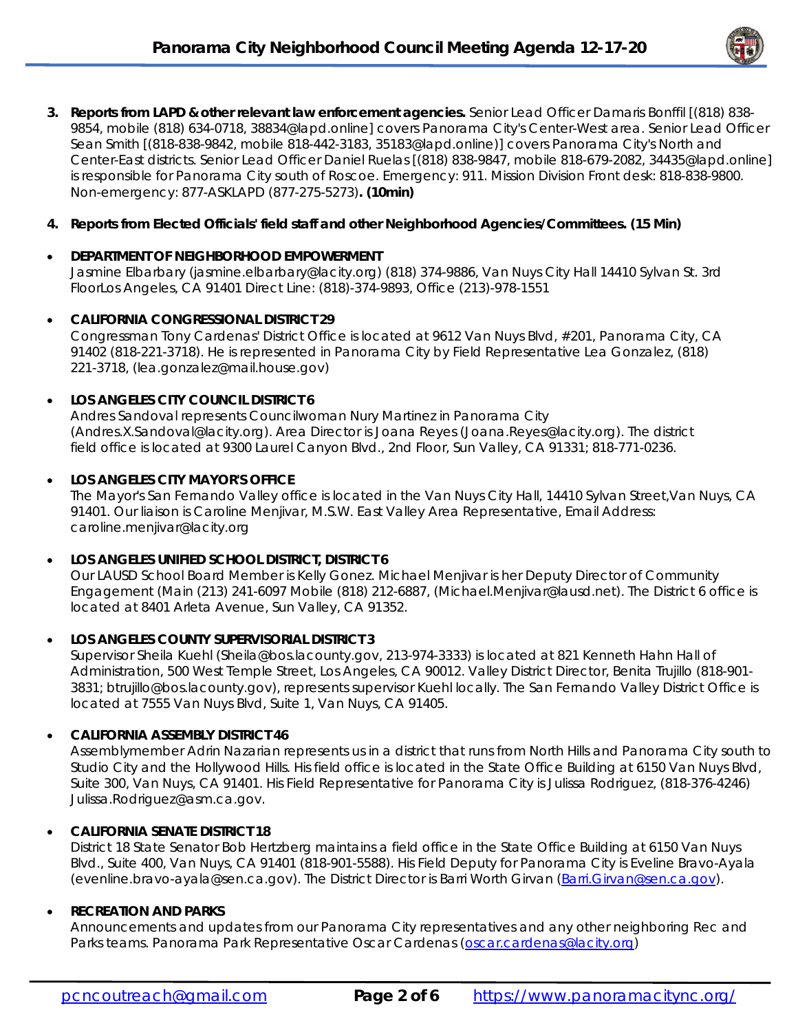3. **Reports from LAPD & other relevant law enforcement agencies.** Senior Lead Officer Damaris Bonffil [(818) 838-9854, mobile (818) 634-0718, 38834@lapd.online] covers Panorama City's Center-West area. Senior Lead Officer Sean Smith [(818-838-9842, mobile 818-442-3183, 35183@lapd.online)] covers Panorama City's North and Center-East districts. Senior Lead Officer Daniel Ruelas [(818) 838-9847, mobile 818-679-2082, 34435@lapd.online] is responsible for Panorama City south of Roscoe. Emergency: 911. Mission Division Front desk: 818-838-9800. Non-emergency: 877-ASKLAPD (877-275-5273)**. (10min)**

4. **Reports from Elected Officials' field staff and other Neighborhood Agencies/Committees. (15 Min)**

- **DEPARTMENT OF NEIGHBORHOOD EMPOWERMENT**
  Jasmine Elbarbary (jasmine.elbarbary@lacity.org) (818) 374-9886, Van Nuys City Hall 14410 Sylvan St. 3rd FloorLos Angeles, CA 91401 Direct Line: (818)-374-9893, Office (213)-978-1551

- **CALIFORNIA CONGRESSIONAL DISTRICT 29**
  Congressman Tony Cardenas' District Office is located at 9612 Van Nuys Blvd, #201, Panorama City, CA 91402 (818-221-3718). He is represented in Panorama City by Field Representative Lea Gonzalez, (818) 221-3718, (lea.gonzalez@mail.house.gov)

- **LOS ANGELES CITY COUNCIL DISTRICT 6**
  Andres Sandoval represents Councilwoman Nury Martinez in Panorama City (Andres.X.Sandoval@lacity.org). Area Director is Joana Reyes (Joana.Reyes@lacity.org). The district field office is located at 9300 Laurel Canyon Blvd., 2nd Floor, Sun Valley, CA 91331; 818-771-0236.

- **LOS ANGELES CITY MAYOR'S OFFICE**
  The Mayor's San Fernando Valley office is located in the Van Nuys City Hall, 14410 Sylvan Street,Van Nuys, CA 91401. Our liaison is Caroline Menjivar, M.S.W. East Valley Area Representative, Email Address: caroline.menjivar@lacity.org

- **LOS ANGELES UNIFIED SCHOOL DISTRICT, DISTRICT 6**
  Our LAUSD School Board Member is Kelly Gonez. Michael Menjivar is her Deputy Director of Community Engagement (Main (213) 241-6097 Mobile (818) 212-6887, (Michael.Menjivar@lausd.net). The District 6 office is located at 8401 Arleta Avenue, Sun Valley, CA 91352.

- **LOS ANGELES COUNTY SUPERVISORIAL DISTRICT 3**
  Supervisor Sheila Kuehl (Sheila@bos.lacounty.gov, 213-974-3333) is located at 821 Kenneth Hahn Hall of Administration, 500 West Temple Street, Los Angeles, CA 90012. Valley District Director, Benita Trujillo (818-901-3831; btrujillo@bos.lacounty.gov), represents supervisor Kuehl locally. The San Fernando Valley District Office is located at 7555 Van Nuys Blvd, Suite 1, Van Nuys, CA 91405.

- **CALIFORNIA ASSEMBLY DISTRICT 46**
  Assemblymember Adrin Nazarian represents us in a district that runs from North Hills and Panorama City south to Studio City and the Hollywood Hills. His field office is located in the State Office Building at 6150 Van Nuys Blvd, Suite 300, Van Nuys, CA 91401. His Field Representative for Panorama City is Julissa Rodriguez, (818-376-4246) Julissa.Rodriguez@asm.ca.gov.

- **CALIFORNIA SENATE DISTRICT 18**
  District 18 State Senator Bob Hertzberg maintains a field office in the State Office Building at 6150 Van Nuys Blvd., Suite 400, Van Nuys, CA 91401 (818-901-5588). His Field Deputy for Panorama City is Eveline Bravo-Ayala (evenline.bravo-ayala@sen.ca.gov). The District Director is Barri Worth Girvan (Barri.Girvan@sen.ca.gov).

- **RECREATION AND PARKS**
  Announcements and updates from our Panorama City representatives and any other neighboring Rec and Parks teams. Panorama Park Representative Oscar Cardenas (oscar.cardenas@lacity.org)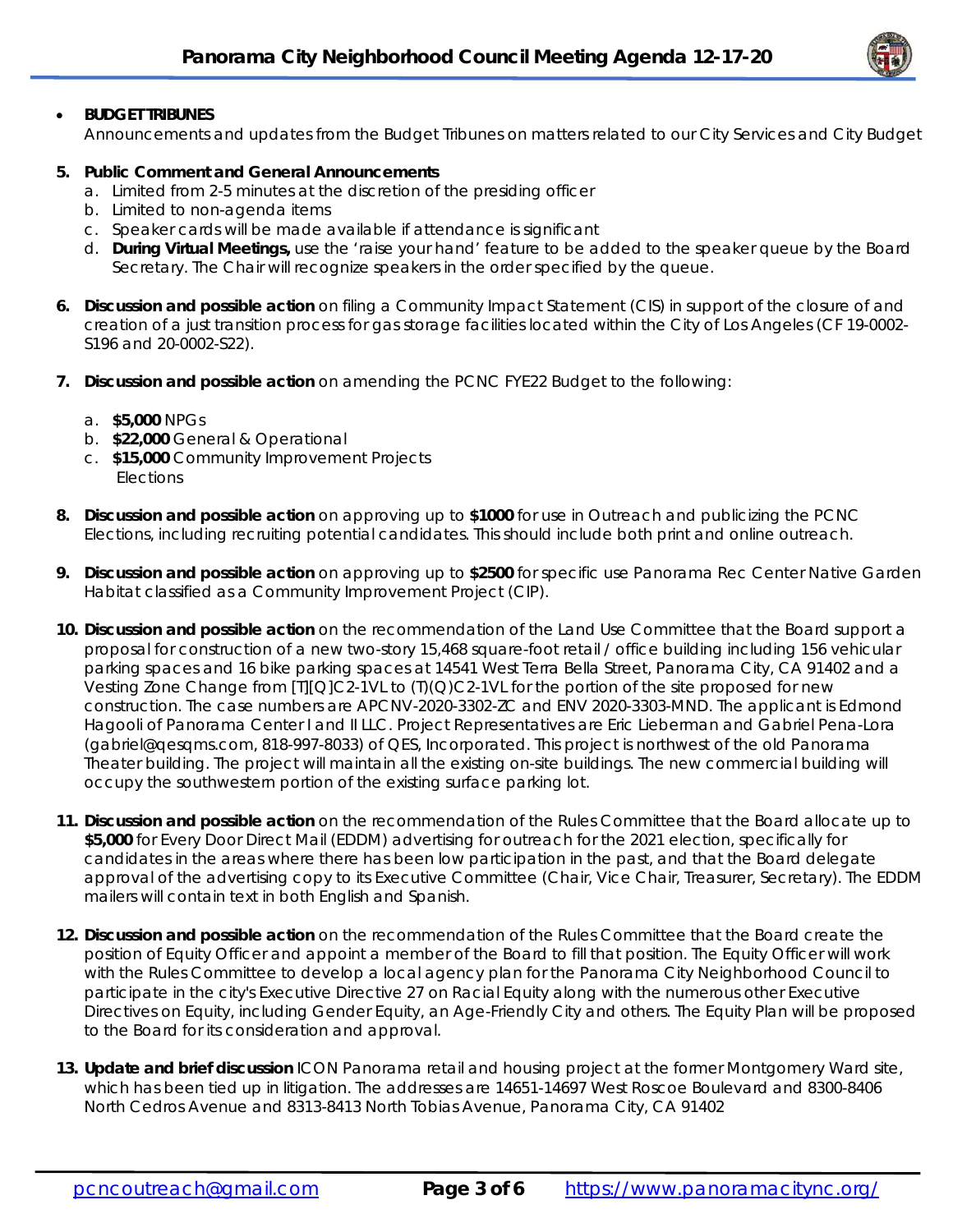- **BUDGET TRIBUNES**
  Announcements and updates from the Budget Tribunes on matters related to our City Services and City Budget

5. **Public Comment and General Announcements**
   a. Limited from 2-5 minutes at the discretion of the presiding officer
   b. Limited to non-agenda items
   c. Speaker cards will be made available if attendance is significant
   d. **During Virtual Meetings,** use the 'raise your hand' feature to be added to the speaker queue by the Board Secretary. The Chair will recognize speakers in the order specified by the queue.

6. **Discussion and possible action** on filing a Community Impact Statement (CIS) in support of the closure of and creation of a just transition process for gas storage facilities located within the City of Los Angeles (CF 19-0002-S196 and 20-0002-S22).

7. **Discussion and possible action** on amending the PCNC FYE22 Budget to the following:

   a. **$5,000** NPGs
   b. **$22,000** General & Operational
   c. **$15,000** Community Improvement Projects
      Elections

8. **Discussion and possible action** on approving up to **$1000** for use in Outreach and publicizing the PCNC Elections, including recruiting potential candidates. This should include both print and online outreach.

9. **Discussion and possible action** on approving up to **$2500** for specific use Panorama Rec Center Native Garden Habitat classified as a Community Improvement Project (CIP).

10. **Discussion and possible action** on the recommendation of the Land Use Committee that the Board support a proposal for construction of a new two-story 15,468 square-foot retail / office building including 156 vehicular parking spaces and 16 bike parking spaces at 14541 West Terra Bella Street, Panorama City, CA 91402 and a Vesting Zone Change from [T][Q]C2-1VL to (T)(Q)C2-1VL for the portion of the site proposed for new construction. The case numbers are APCNV-2020-3302-ZC and ENV 2020-3303-MND. The applicant is Edmond Hagooli of Panorama Center I and II LLC. Project Representatives are Eric Lieberman and Gabriel Pena-Lora (gabriel@qesqms.com, 818-997-8033) of QES, Incorporated. This project is northwest of the old Panorama Theater building. The project will maintain all the existing on-site buildings. The new commercial building will occupy the southwestern portion of the existing surface parking lot.

11. **Discussion and possible action** on the recommendation of the Rules Committee that the Board allocate up to **$5,000** for Every Door Direct Mail (EDDM) advertising for outreach for the 2021 election, specifically for candidates in the areas where there has been low participation in the past, and that the Board delegate approval of the advertising copy to its Executive Committee (Chair, Vice Chair, Treasurer, Secretary). The EDDM mailers will contain text in both English and Spanish.

12. **Discussion and possible action** on the recommendation of the Rules Committee that the Board create the position of Equity Officer and appoint a member of the Board to fill that position. The Equity Officer will work with the Rules Committee to develop a local agency plan for the Panorama City Neighborhood Council to participate in the city's Executive Directive 27 on Racial Equity along with the numerous other Executive Directives on Equity, including Gender Equity, an Age-Friendly City and others. The Equity Plan will be proposed to the Board for its consideration and approval.

13. **Update and brief discussion** ICON Panorama retail and housing project at the former Montgomery Ward site, which has been tied up in litigation. The addresses are 14651-14697 West Roscoe Boulevard and 8300-8406 North Cedros Avenue and 8313-8413 North Tobias Avenue, Panorama City, CA 91402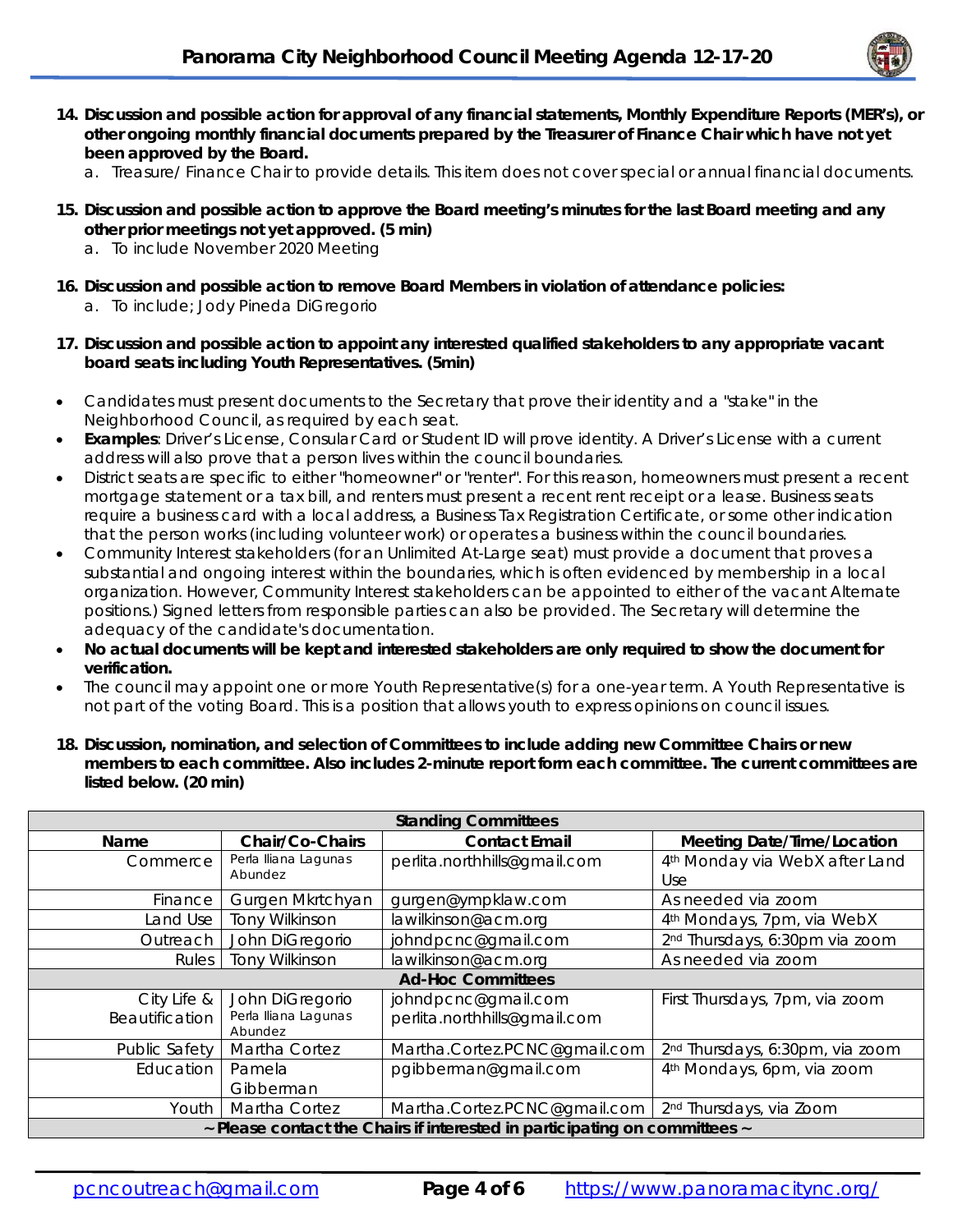14. **Discussion and possible action for approval of any financial statements, Monthly Expenditure Reports (MER's), or other ongoing monthly financial documents prepared by the Treasurer of Finance Chair which have not yet been approved by the Board.**
    a. Treasure/ Finance Chair to provide details. This item does not cover special or annual financial documents.

15. **Discussion and possible action to approve the Board meeting's minutes for the last Board meeting and any other prior meetings not yet approved. (5 min)**
    a. To include November 2020 Meeting

16. **Discussion and possible action to remove Board Members in violation of attendance policies:**
    a. To include; Jody Pineda DiGregorio

17. **Discussion and possible action to appoint any interested qualified stakeholders to any appropriate vacant board seats including Youth Representatives. (5min)**

- Candidates must present documents to the Secretary that prove their identity and a "stake" in the Neighborhood Council, as required by each seat.
- **Examples**: Driver's License, Consular Card or Student ID will prove identity. A Driver's License with a current address will also prove that a person lives within the council boundaries.
- District seats are specific to either "homeowner" or "renter". For this reason, homeowners must present a recent mortgage statement or a tax bill, and renters must present a recent rent receipt or a lease. Business seats require a business card with a local address, a Business Tax Registration Certificate, or some other indication that the person works (including volunteer work) or operates a business within the council boundaries.
- Community Interest stakeholders (for an Unlimited At-Large seat) must provide a document that proves a substantial and ongoing interest within the boundaries, which is often evidenced by membership in a local organization. However, Community Interest stakeholders can be appointed to either of the vacant Alternate positions.) Signed letters from responsible parties can also be provided. The Secretary will determine the adequacy of the candidate's documentation.
- **No actual documents will be kept and interested stakeholders are only required to show the document for verification.**
- The council may appoint one or more Youth Representative(s) for a one-year term. A Youth Representative is not part of the voting Board. This is a position that allows youth to express opinions on council issues.

18. **Discussion, nomination, and selection of Committees to include adding new Committee Chairs or new members to each committee. Also includes 2-minute report form each committee. The current committees are listed below. (20 min)**

| **Standing Committees** | | | |
|---|---|---|---|
| **Name** | **Chair/Co-Chairs** | **Contact Email** | **Meeting Date/Time/Location** |
| Commerce | Perla Iliana Lagunas Abundez | perlita.northhills@gmail.com | 4th Monday via WebX after Land Use |
| Finance | Gurgen Mkrtchyan | gurgen@ympklaw.com | As needed via zoom |
| Land Use | Tony Wilkinson | lawilkinson@acm.org | 4th Mondays, 7pm, via WebX |
| Outreach | John DiGregorio | johndpcnc@gmail.com | 2nd Thursdays, 6:30pm via zoom |
| Rules | Tony Wilkinson | lawilkinson@acm.org | As needed via zoom |
| **Ad-Hoc Committees** | | | |
| City Life & Beautification | John DiGregorio<br>Perla Iliana Lagunas Abundez | johndpcnc@gmail.com<br>perlita.northhills@gmail.com | First Thursdays, 7pm, via zoom |
| Public Safety | Martha Cortez | Martha.Cortez.PCNC@gmail.com | 2nd Thursdays, 6:30pm, via zoom |
| Education | Pamela Gibberman | pgibberman@gmail.com | 4th Mondays, 6pm, via zoom |
| Youth | Martha Cortez | Martha.Cortez.PCNC@gmail.com | 2nd Thursdays, via Zoom |
| **~ Please contact the Chairs if interested in participating on committees ~** | | | |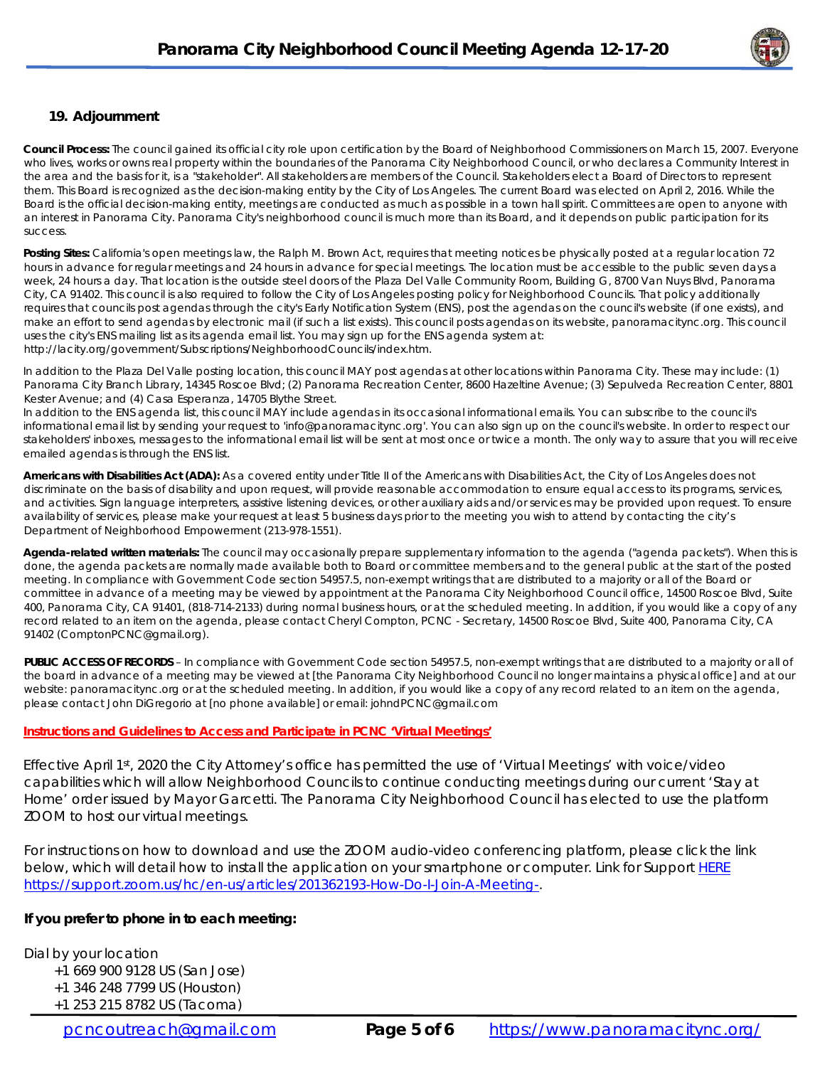## 19. Adjournment

**Council Process:** The council gained its official city role upon certification by the Board of Neighborhood Commissioners on March 15, 2007. Everyone who lives, works or owns real property within the boundaries of the Panorama City Neighborhood Council, or who declares a Community Interest in the area and the basis for it, is a "stakeholder". All stakeholders are members of the Council. Stakeholders elect a Board of Directors to represent them. This Board is recognized as the decision-making entity by the City of Los Angeles. The current Board was elected on April 2, 2016. While the Board is the official decision-making entity, meetings are conducted as much as possible in a town hall spirit. Committees are open to anyone with an interest in Panorama City. Panorama City's neighborhood council is much more than its Board, and it depends on public participation for its success.

**Posting Sites:** California's open meetings law, the Ralph M. Brown Act, requires that meeting notices be physically posted at a regular location 72 hours in advance for regular meetings and 24 hours in advance for special meetings. The location must be accessible to the public seven days a week, 24 hours a day. That location is the outside steel doors of the Plaza Del Valle Community Room, Building G, 8700 Van Nuys Blvd, Panorama City, CA 91402. This council is also required to follow the City of Los Angeles posting policy for Neighborhood Councils. That policy additionally requires that councils post agendas through the city's Early Notification System (ENS), post the agendas on the council's website (if one exists), and make an effort to send agendas by electronic mail (if such a list exists). This council posts agendas on its website, panoramacitync.org. This council uses the city's ENS mailing list as its agenda email list. You may sign up for the ENS agenda system at: http://lacity.org/government/Subscriptions/NeighborhoodCouncils/index.htm.

In addition to the Plaza Del Valle posting location, this council MAY post agendas at other locations within Panorama City. These may include: (1) Panorama City Branch Library, 14345 Roscoe Blvd; (2) Panorama Recreation Center, 8600 Hazeltine Avenue; (3) Sepulveda Recreation Center, 8801 Kester Avenue; and (4) Casa Esperanza, 14705 Blythe Street.
In addition to the ENS agenda list, this council MAY include agendas in its occasional informational emails. You can subscribe to the council's informational email list by sending your request to 'info@panoramacitync.org'. You can also sign up on the council's website. In order to respect our stakeholders' inboxes, messages to the informational email list will be sent at most once or twice a month. The only way to assure that you will receive emailed agendas is through the ENS list.

**Americans with Disabilities Act (ADA):** As a covered entity under Title II of the Americans with Disabilities Act, the City of Los Angeles does not discriminate on the basis of disability and upon request, will provide reasonable accommodation to ensure equal access to its programs, services, and activities. Sign language interpreters, assistive listening devices, or other auxiliary aids and/or services may be provided upon request. To ensure availability of services, please make your request at least 5 business days prior to the meeting you wish to attend by contacting the city's Department of Neighborhood Empowerment (213-978-1551).

**Agenda-related written materials:** The council may occasionally prepare supplementary information to the agenda ("agenda packets"). When this is done, the agenda packets are normally made available both to Board or committee members and to the general public at the start of the posted meeting. In compliance with Government Code section 54957.5, non-exempt writings that are distributed to a majority or all of the Board or committee in advance of a meeting may be viewed by appointment at the Panorama City Neighborhood Council office, 14500 Roscoe Blvd, Suite 400, Panorama City, CA 91401, (818-714-2133) during normal business hours, or at the scheduled meeting. In addition, if you would like a copy of any record related to an item on the agenda, please contact Cheryl Compton, PCNC - Secretary, 14500 Roscoe Blvd, Suite 400, Panorama City, CA 91402 (ComptonPCNC@gmail.org).

**PUBLIC ACCESS OF RECORDS** – In compliance with Government Code section 54957.5, non-exempt writings that are distributed to a majority or all of the board in advance of a meeting may be viewed at [the Panorama City Neighborhood Council no longer maintains a physical office] and at our website: panoramacitync.org or at the scheduled meeting. In addition, if you would like a copy of any record related to an item on the agenda, please contact John DiGregorio at [no phone available] or email: johndPCNC@gmail.com

**Instructions and Guidelines to Access and Participate in PCNC 'Virtual Meetings'**

Effective April 1st, 2020 the City Attorney's office has permitted the use of 'Virtual Meetings' with voice/video capabilities which will allow Neighborhood Councils to continue conducting meetings during our current 'Stay at Home' order issued by Mayor Garcetti. The Panorama City Neighborhood Council has elected to use the platform ZOOM to host our virtual meetings.

For instructions on how to download and use the ZOOM audio-video conferencing platform, please click the link below, which will detail how to install the application on your smartphone or computer. Link for Support HERE https://support.zoom.us/hc/en-us/articles/201362193-How-Do-I-Join-A-Meeting-.

**If you prefer to phone in to each meeting:**

Dial by your location
- +1 669 900 9128 US (San Jose)
- +1 346 248 7799 US (Houston)
- +1 253 215 8782 US (Tacoma)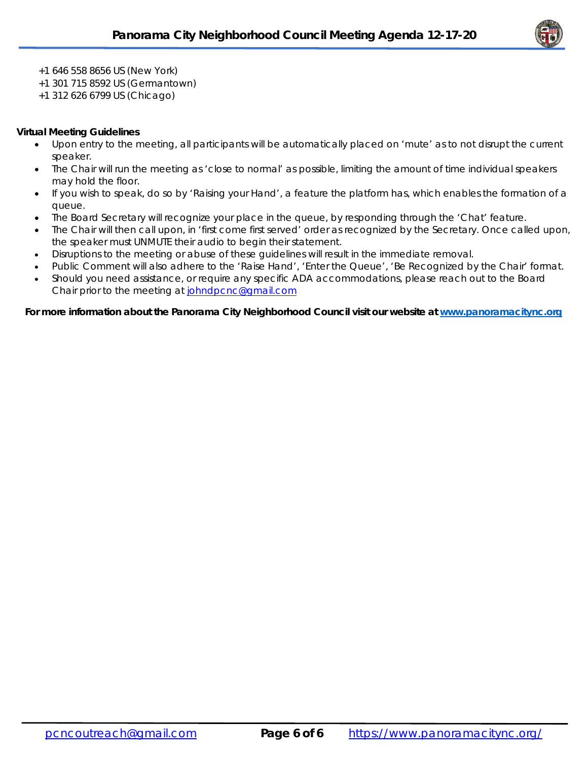+1 646 558 8656 US (New York)
+1 301 715 8592 US (Germantown)
+1 312 626 6799 US (Chicago)

**Virtual Meeting Guidelines**

- Upon entry to the meeting, all participants will be automatically placed on 'mute' as to not disrupt the current speaker.
- The Chair will run the meeting as 'close to normal' as possible, limiting the amount of time individual speakers may hold the floor.
- If you wish to speak, do so by 'Raising your Hand', a feature the platform has, which enables the formation of a queue.
- The Board Secretary will recognize your place in the queue, by responding through the 'Chat' feature.
- The Chair will then call upon, in 'first come first served' order as recognized by the Secretary. Once called upon, the speaker must UNMUTE their audio to begin their statement.
- Disruptions to the meeting or abuse of these guidelines will result in the immediate removal.
- Public Comment will also adhere to the 'Raise Hand', 'Enter the Queue', 'Be Recognized by the Chair' format.
- Should you need assistance, or require any specific ADA accommodations, please reach out to the Board Chair prior to the meeting at johndpcnc@gmail.com

**For more information about the Panorama City Neighborhood Council visit our website at www.panoramacitync.org**